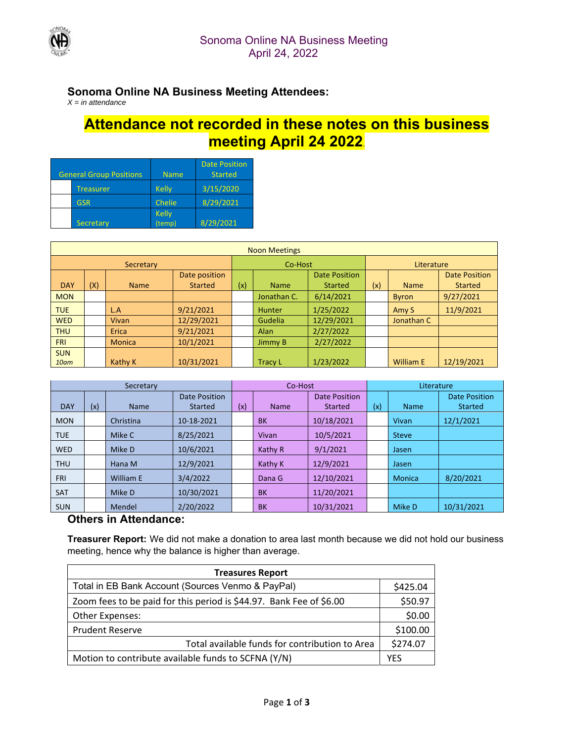# Sonoma Online NA Business Meeting
April 24, 2022

## Sonoma Online NA Business Meeting Attendees:

*X = in attendance*

**Attendance not recorded in these notes on this business meeting April 24 2022.**

| | General Group Positions | Name | Date Position Started |
|---|---|---|---|
| | Treasurer | Kelly | 3/15/2020 |
| | GSR | Chelie | 8/29/2021 |
| | Secretary | Kelly (temp) | 8/29/2021 |

| Noon Meetings | | | | | | | | | | |
|---|---|---|---|---|---|---|---|---|---|---|
| Secretary | | | | Co-Host | | | Literature | | | |
| DAY | (X) | Name | Date position Started | (x) | Name | Date Position Started | (x) | Name | Date Position Started |
| MON | | | | | Jonathan C. | 6/14/2021 | | Byron | 9/27/2021 |
| TUE | | L.A | 9/21/2021 | | Hunter | 1/25/2022 | | Amy S | 11/9/2021 |
| WED | | Vivan | 12/29/2021 | | Gudelia | 12/29/2021 | | Jonathan C | |
| THU | | Erica | 9/21/2021 | | Alan | 2/27/2022 | | | |
| FRI | | Monica | 10/1/2021 | | Jimmy B | 2/27/2022 | | | |
| SUN *10am* | | Kathy K | 10/31/2021 | | Tracy L | 1/23/2022 | | William E | 12/19/2021 |

| Secretary | | | | Co-Host | | | Literature | | |
|---|---|---|---|---|---|---|---|---|---|
| DAY | (x) | Name | Date Position Started | (x) | Name | Date Position Started | (x) | Name | Date Position Started |
| MON | | Christina | 10-18-2021 | | BK | 10/18/2021 | | Vivan | 12/1/2021 |
| TUE | | Mike C | 8/25/2021 | | Vivan | 10/5/2021 | | Steve | |
| WED | | Mike D | 10/6/2021 | | Kathy R | 9/1/2021 | | Jasen | |
| THU | | Hana M | 12/9/2021 | | Kathy K | 12/9/2021 | | Jasen | |
| FRI | | William E | 3/4/2022 | | Dana G | 12/10/2021 | | Monica | 8/20/2021 |
| SAT | | Mike D | 10/30/2021 | | BK | 11/20/2021 | | | |
| SUN | | Mendel | 2/20/2022 | | BK | 10/31/2021 | | Mike D | 10/31/2021 |

## Others in Attendance:

**Treasurer Report:** We did not make a donation to area last month because we did not hold our business meeting, hence why the balance is higher than average.

| Treasures Report | |
|---|---|
| Total in EB Bank Account (Sources Venmo & PayPal) | $425.04 |
| Zoom fees to be paid for this period is $44.97. Bank Fee of $6.00 | $50.97 |
| Other Expenses: | $0.00 |
| Prudent Reserve | $100.00 |
| Total available funds for contribution to Area | $274.07 |
| Motion to contribute available funds to SCFNA (Y/N) | YES |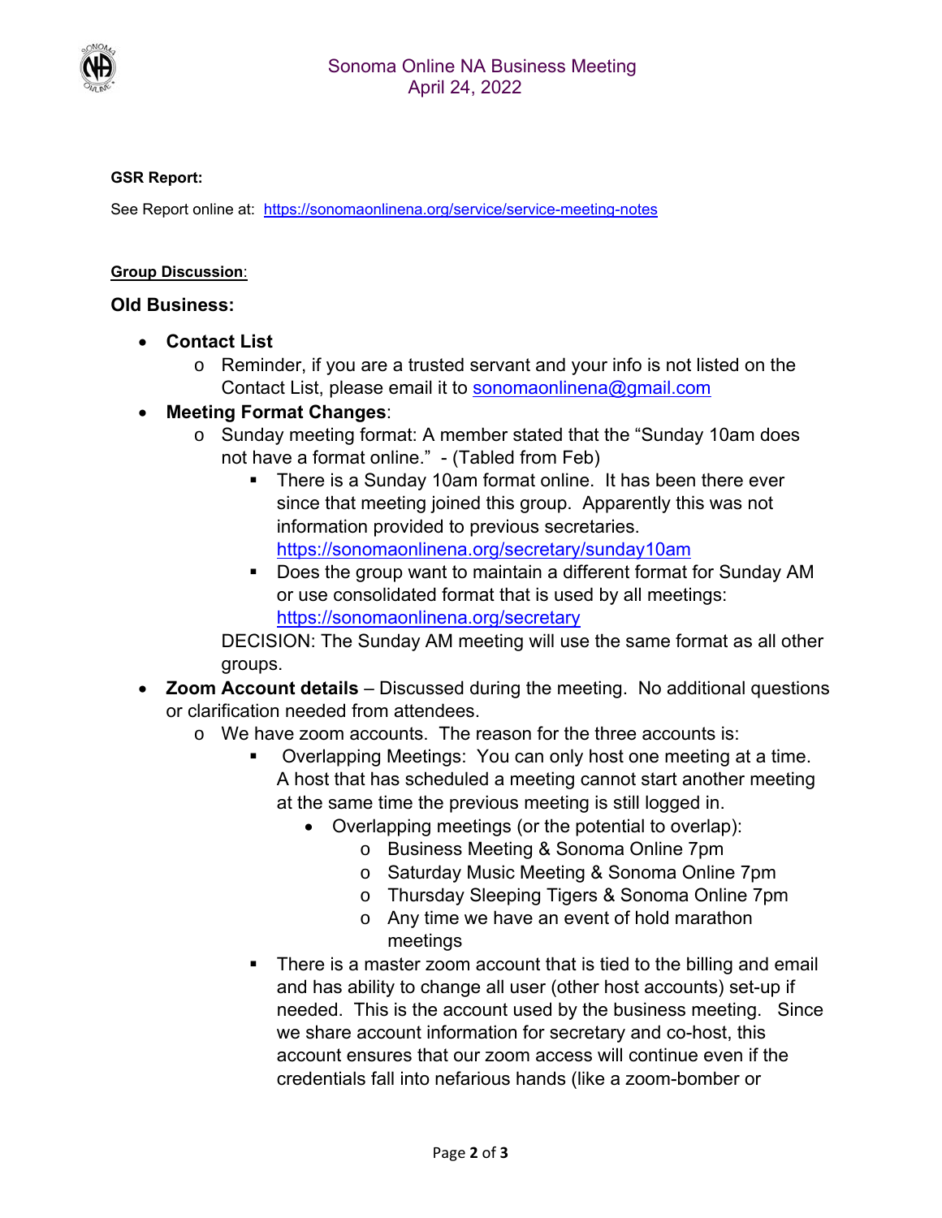**GSR Report:**

See Report online at: [https://sonomaonlinena.org/service/service-meeting-notes](https://sonomaonlinena.org/service/service-meeting-notes)

**Group Discussion**:

**Old Business:**

- **Contact List**
  - Reminder, if you are a trusted servant and your info is not listed on the Contact List, please email it to [sonomaonlinena@gmail.com](mailto:sonomaonlinena@gmail.com)
- **Meeting Format Changes**:
  - Sunday meeting format: A member stated that the "Sunday 10am does not have a format online." - (Tabled from Feb)
    - There is a Sunday 10am format online. It has been there ever since that meeting joined this group. Apparently this was not information provided to previous secretaries. [https://sonomaonlinena.org/secretary/sunday10am](https://sonomaonlinena.org/secretary/sunday10am)
    - Does the group want to maintain a different format for Sunday AM or use consolidated format that is used by all meetings: [https://sonomaonlinena.org/secretary](https://sonomaonlinena.org/secretary)

    DECISION: The Sunday AM meeting will use the same format as all other groups.
- **Zoom Account details** – Discussed during the meeting. No additional questions or clarification needed from attendees.
  - We have zoom accounts. The reason for the three accounts is:
    - Overlapping Meetings: You can only host one meeting at a time. A host that has scheduled a meeting cannot start another meeting at the same time the previous meeting is still logged in.
      - Overlapping meetings (or the potential to overlap):
        - Business Meeting & Sonoma Online 7pm
        - Saturday Music Meeting & Sonoma Online 7pm
        - Thursday Sleeping Tigers & Sonoma Online 7pm
        - Any time we have an event of hold marathon meetings
    - There is a master zoom account that is tied to the billing and email and has ability to change all user (other host accounts) set-up if needed. This is the account used by the business meeting. Since we share account information for secretary and co-host, this account ensures that our zoom access will continue even if the credentials fall into nefarious hands (like a zoom-bomber or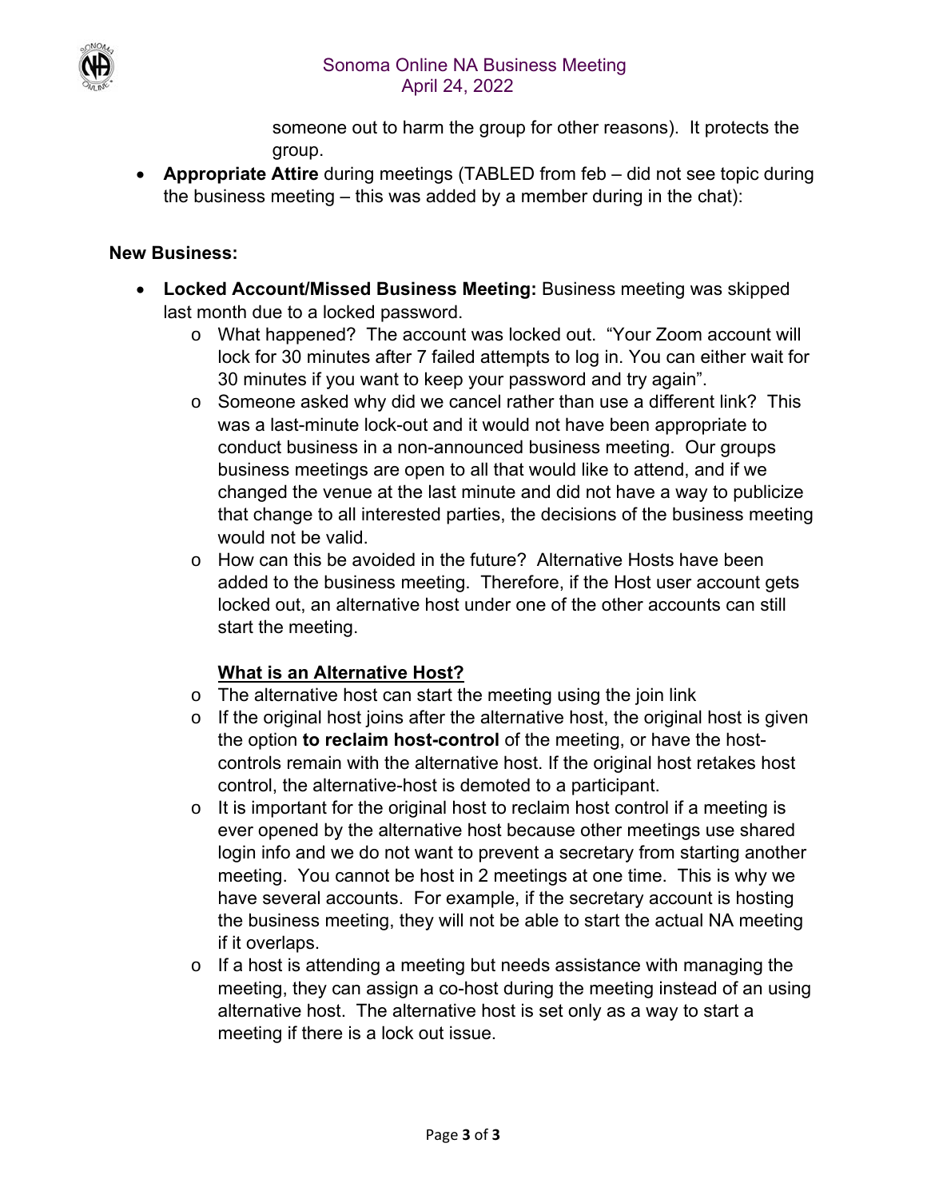someone out to harm the group for other reasons). It protects the group.

- **Appropriate Attire** during meetings (TABLED from feb – did not see topic during the business meeting – this was added by a member during in the chat):

**New Business:**

- **Locked Account/Missed Business Meeting:** Business meeting was skipped last month due to a locked password.
  - What happened? The account was locked out. "Your Zoom account will lock for 30 minutes after 7 failed attempts to log in. You can either wait for 30 minutes if you want to keep your password and try again".
  - Someone asked why did we cancel rather than use a different link? This was a last-minute lock-out and it would not have been appropriate to conduct business in a non-announced business meeting. Our groups business meetings are open to all that would like to attend, and if we changed the venue at the last minute and did not have a way to publicize that change to all interested parties, the decisions of the business meeting would not be valid.
  - How can this be avoided in the future? Alternative Hosts have been added to the business meeting. Therefore, if the Host user account gets locked out, an alternative host under one of the other accounts can still start the meeting.

  <u>**What is an Alternative Host?**</u>

  - The alternative host can start the meeting using the join link
  - If the original host joins after the alternative host, the original host is given the option **to reclaim host-control** of the meeting, or have the host-controls remain with the alternative host. If the original host retakes host control, the alternative-host is demoted to a participant.
  - It is important for the original host to reclaim host control if a meeting is ever opened by the alternative host because other meetings use shared login info and we do not want to prevent a secretary from starting another meeting. You cannot be host in 2 meetings at one time. This is why we have several accounts. For example, if the secretary account is hosting the business meeting, they will not be able to start the actual NA meeting if it overlaps.
  - If a host is attending a meeting but needs assistance with managing the meeting, they can assign a co-host during the meeting instead of an using alternative host. The alternative host is set only as a way to start a meeting if there is a lock out issue.